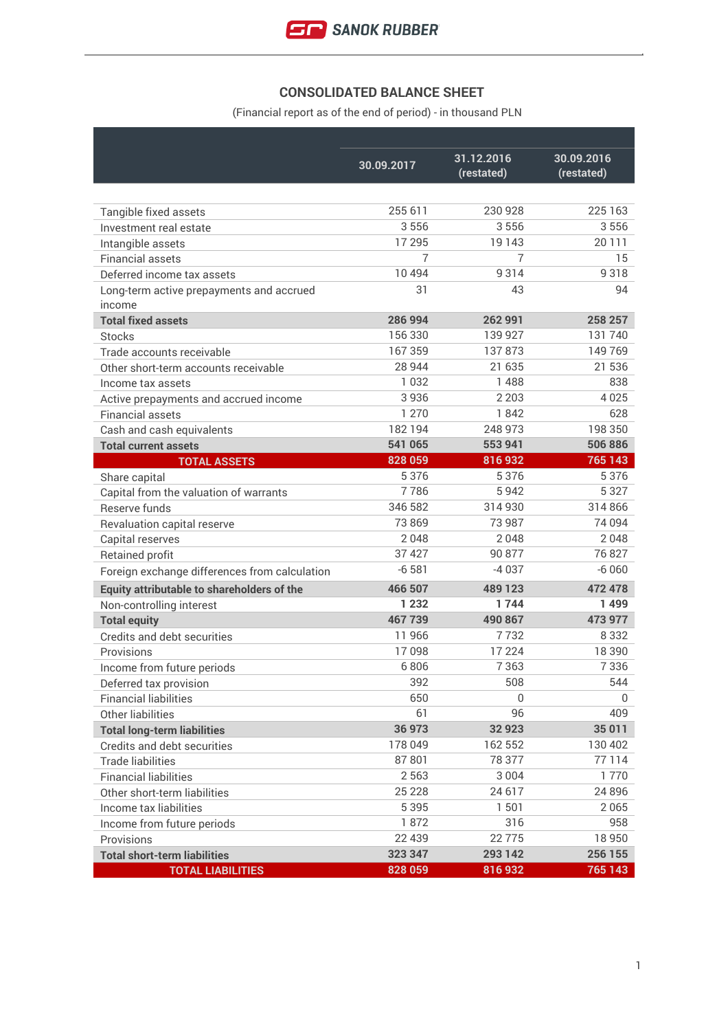# CONSOLIDATED BALANCE SHEET

(Financial report as of the end of period) - in thousand PLN

| | 30.09.2017 | 31.12.2016 (restated) | 30.09.2016 (restated) |
|---|---|---|---|
| Tangible fixed assets | 255 611 | 230 928 | 225 163 |
| Investment real estate | 3 556 | 3 556 | 3 556 |
| Intangible assets | 17 295 | 19 143 | 20 111 |
| Financial assets | 7 | 7 | 15 |
| Deferred income tax assets | 10 494 | 9 314 | 9 318 |
| Long-term active prepayments and accrued income | 31 | 43 | 94 |
| **Total fixed assets** | **286 994** | **262 991** | **258 257** |
| Stocks | 156 330 | 139 927 | 131 740 |
| Trade accounts receivable | 167 359 | 137 873 | 149 769 |
| Other short-term accounts receivable | 28 944 | 21 635 | 21 536 |
| Income tax assets | 1 032 | 1 488 | 838 |
| Active prepayments and accrued income | 3 936 | 2 203 | 4 025 |
| Financial assets | 1 270 | 1 842 | 628 |
| Cash and cash equivalents | 182 194 | 248 973 | 198 350 |
| **Total current assets** | **541 065** | **553 941** | **506 886** |
| **TOTAL ASSETS** | **828 059** | **816 932** | **765 143** |
| Share capital | 5 376 | 5 376 | 5 376 |
| Capital from the valuation of warrants | 7 786 | 5 942 | 5 327 |
| Reserve funds | 346 582 | 314 930 | 314 866 |
| Revaluation capital reserve | 73 869 | 73 987 | 74 094 |
| Capital reserves | 2 048 | 2 048 | 2 048 |
| Retained profit | 37 427 | 90 877 | 76 827 |
| Foreign exchange differences from calculation | -6 581 | -4 037 | -6 060 |
| **Equity attributable to shareholders of the** | **466 507** | **489 123** | **472 478** |
| Non-controlling interest | **1 232** | **1 744** | **1 499** |
| **Total equity** | **467 739** | **490 867** | **473 977** |
| Credits and debt securities | 11 966 | 7 732 | 8 332 |
| Provisions | 17 098 | 17 224 | 18 390 |
| Income from future periods | 6 806 | 7 363 | 7 336 |
| Deferred tax provision | 392 | 508 | 544 |
| Financial liabilities | 650 | 0 | 0 |
| Other liabilities | 61 | 96 | 409 |
| **Total long-term liabilities** | **36 973** | **32 923** | **35 011** |
| Credits and debt securities | 178 049 | 162 552 | 130 402 |
| Trade liabilities | 87 801 | 78 377 | 77 114 |
| Financial liabilities | 2 563 | 3 004 | 1 770 |
| Other short-term liabilities | 25 228 | 24 617 | 24 896 |
| Income tax liabilities | 5 395 | 1 501 | 2 065 |
| Income from future periods | 1 872 | 316 | 958 |
| Provisions | 22 439 | 22 775 | 18 950 |
| **Total short-term liabilities** | **323 347** | **293 142** | **256 155** |
| **TOTAL LIABILITIES** | **828 059** | **816 932** | **765 143** |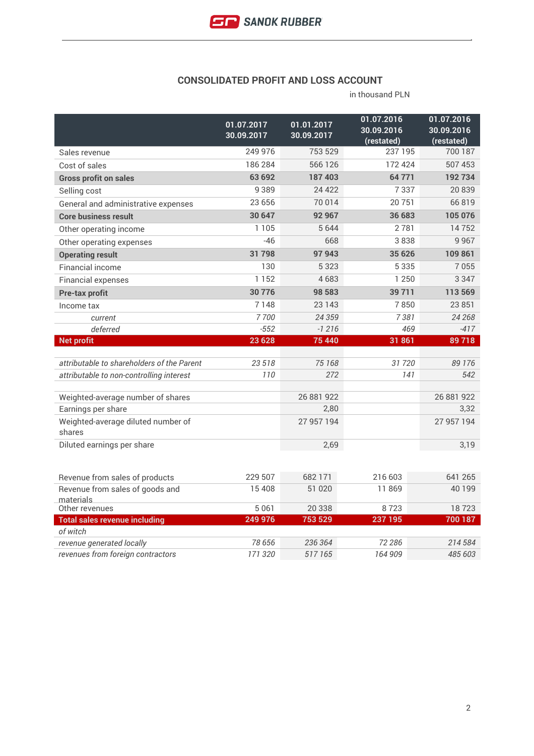## CONSOLIDATED PROFIT AND LOSS ACCOUNT

in thousand PLN

| | 01.07.2017 30.09.2017 | 01.01.2017 30.09.2017 | 01.07.2016 30.09.2016 (restated) | 01.07.2016 30.09.2016 (restated) |
|---|---|---|---|---|
| Sales revenue | 249 976 | 753 529 | 237 195 | 700 187 |
| Cost of sales | 186 284 | 566 126 | 172 424 | 507 453 |
| **Gross profit on sales** | **63 692** | **187 403** | **64 771** | **192 734** |
| Selling cost | 9 389 | 24 422 | 7 337 | 20 839 |
| General and administrative expenses | 23 656 | 70 014 | 20 751 | 66 819 |
| **Core business result** | **30 647** | **92 967** | **36 683** | **105 076** |
| Other operating income | 1 105 | 5 644 | 2 781 | 14 752 |
| Other operating expenses | -46 | 668 | 3 838 | 9 967 |
| **Operating result** | **31 798** | **97 943** | **35 626** | **109 861** |
| Financial income | 130 | 5 323 | 5 335 | 7 055 |
| Financial expenses | 1 152 | 4 683 | 1 250 | 3 347 |
| **Pre-tax profit** | **30 776** | **98 583** | **39 711** | **113 569** |
| Income tax | 7 148 | 23 143 | 7 850 | 23 851 |
| *current* | *7 700* | *24 359* | *7 381* | *24 268* |
| *deferred* | *-552* | *-1 216* | *469* | *-417* |
| **Net profit** | **23 628** | **75 440** | **31 861** | **89 718** |
| | | | | |
| *attributable to shareholders of the Parent* | *23 518* | *75 168* | *31 720* | *89 176* |
| *attributable to non-controlling interest* | *110* | *272* | *141* | *542* |
| | | | | |
| Weighted-average number of shares | | 26 881 922 | | 26 881 922 |
| Earnings per share | | 2,80 | | 3,32 |
| Weighted-average diluted number of shares | | 27 957 194 | | 27 957 194 |
| Diluted earnings per share | | 2,69 | | 3,19 |

| | | | | |
|---|---|---|---|---|
| Revenue from sales of products | 229 507 | 682 171 | 216 603 | 641 265 |
| Revenue from sales of goods and materials | 15 408 | 51 020 | 11 869 | 40 199 |
| Other revenues | 5 061 | 20 338 | 8 723 | 18 723 |
| **Total sales revenue including** | **249 976** | **753 529** | **237 195** | **700 187** |
| *of witch* | | | | |
| *revenue generated locally* | *78 656* | *236 364* | *72 286* | *214 584* |
| *revenues from foreign contractors* | *171 320* | *517 165* | *164 909* | *485 603* |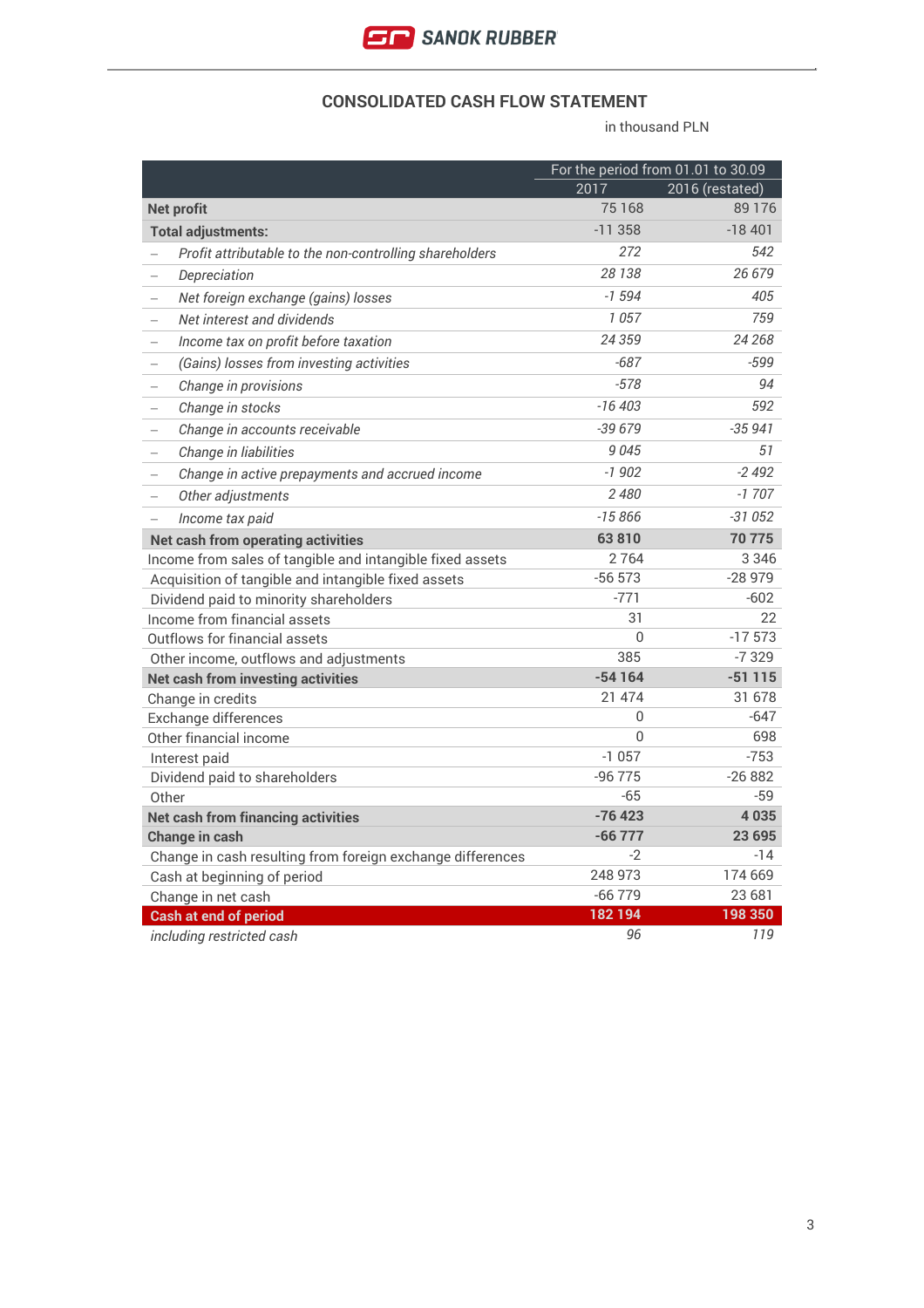## CONSOLIDATED CASH FLOW STATEMENT

in thousand PLN

| | For the period from 01.01 to 30.09 | |
|---|---|---|
| | 2017 | 2016 (restated) |
| **Net profit** | 75 168 | 89 176 |
| **Total adjustments:** | -11 358 | -18 401 |
| – *Profit attributable to the non-controlling shareholders* | *272* | *542* |
| – *Depreciation* | *28 138* | *26 679* |
| – *Net foreign exchange (gains) losses* | *-1 594* | *405* |
| – *Net interest and dividends* | *1 057* | *759* |
| – *Income tax on profit before taxation* | *24 359* | *24 268* |
| – *(Gains) losses from investing activities* | *-687* | *-599* |
| – *Change in provisions* | *-578* | *94* |
| – *Change in stocks* | *-16 403* | *592* |
| – *Change in accounts receivable* | *-39 679* | *-35 941* |
| – *Change in liabilities* | *9 045* | *51* |
| – *Change in active prepayments and accrued income* | *-1 902* | *-2 492* |
| – *Other adjustments* | *2 480* | *-1 707* |
| – *Income tax paid* | *-15 866* | *-31 052* |
| **Net cash from operating activities** | **63 810** | **70 775** |
| Income from sales of tangible and intangible fixed assets | 2 764 | 3 346 |
| Acquisition of tangible and intangible fixed assets | -56 573 | -28 979 |
| Dividend paid to minority shareholders | -771 | -602 |
| Income from financial assets | 31 | 22 |
| Outflows for financial assets | 0 | -17 573 |
| Other income, outflows and adjustments | 385 | -7 329 |
| **Net cash from investing activities** | **-54 164** | **-51 115** |
| Change in credits | 21 474 | 31 678 |
| Exchange differences | 0 | -647 |
| Other financial income | 0 | 698 |
| Interest paid | -1 057 | -753 |
| Dividend paid to shareholders | -96 775 | -26 882 |
| Other | -65 | -59 |
| **Net cash from financing activities** | **-76 423** | **4 035** |
| **Change in cash** | **-66 777** | **23 695** |
| Change in cash resulting from foreign exchange differences | -2 | -14 |
| Cash at beginning of period | 248 973 | 174 669 |
| Change in net cash | -66 779 | 23 681 |
| **Cash at end of period** | **182 194** | **198 350** |
| *including restricted cash* | *96* | *119* |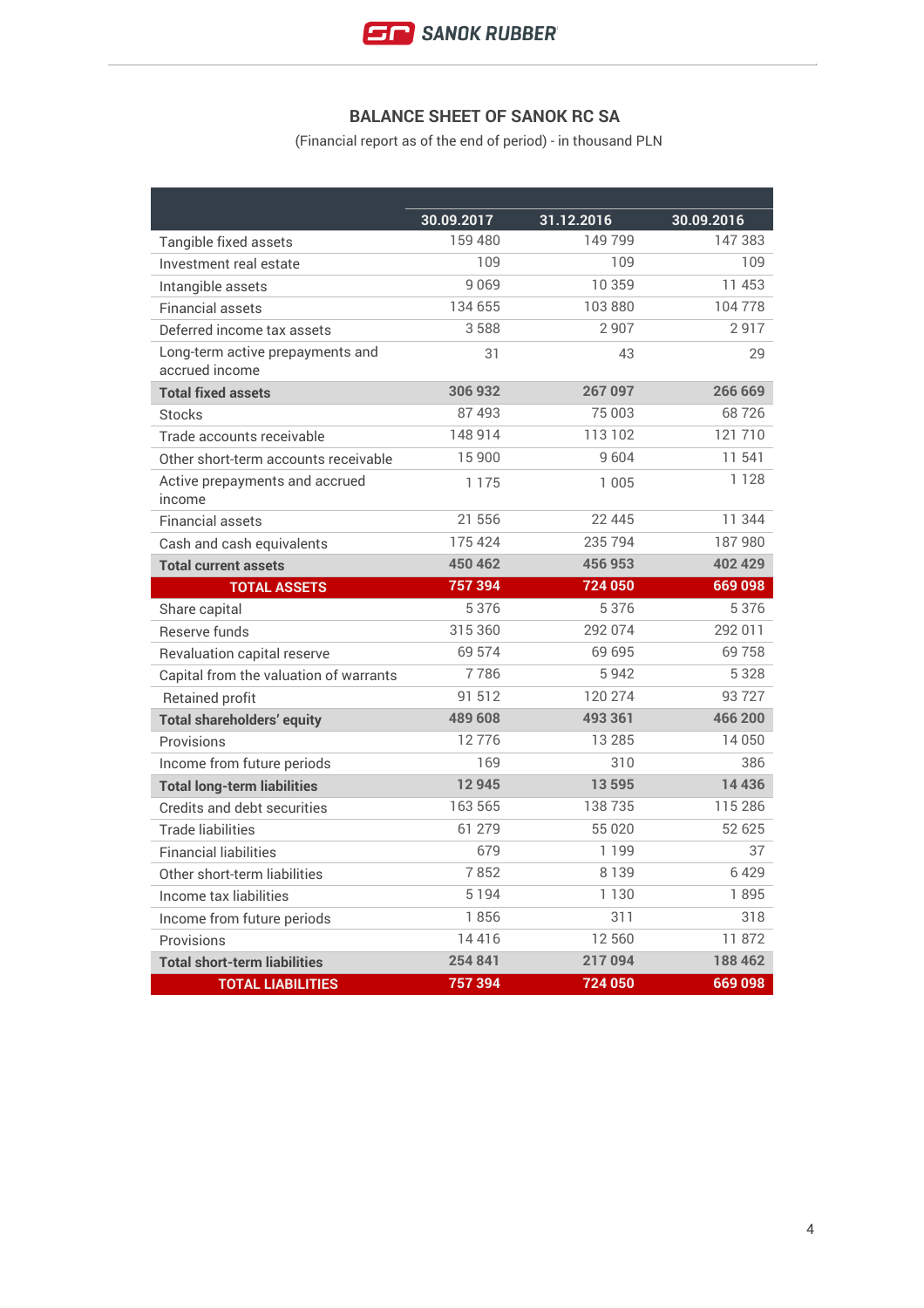## BALANCE SHEET OF SANOK RC SA

(Financial report as of the end of period) - in thousand PLN

| | 30.09.2017 | 31.12.2016 | 30.09.2016 |
|---|---|---|---|
| Tangible fixed assets | 159 480 | 149 799 | 147 383 |
| Investment real estate | 109 | 109 | 109 |
| Intangible assets | 9 069 | 10 359 | 11 453 |
| Financial assets | 134 655 | 103 880 | 104 778 |
| Deferred income tax assets | 3 588 | 2 907 | 2 917 |
| Long-term active prepayments and accrued income | 31 | 43 | 29 |
| **Total fixed assets** | **306 932** | **267 097** | **266 669** |
| Stocks | 87 493 | 75 003 | 68 726 |
| Trade accounts receivable | 148 914 | 113 102 | 121 710 |
| Other short-term accounts receivable | 15 900 | 9 604 | 11 541 |
| Active prepayments and accrued income | 1 175 | 1 005 | 1 128 |
| Financial assets | 21 556 | 22 445 | 11 344 |
| Cash and cash equivalents | 175 424 | 235 794 | 187 980 |
| **Total current assets** | **450 462** | **456 953** | **402 429** |
| **TOTAL ASSETS** | **757 394** | **724 050** | **669 098** |
| Share capital | 5 376 | 5 376 | 5 376 |
| Reserve funds | 315 360 | 292 074 | 292 011 |
| Revaluation capital reserve | 69 574 | 69 695 | 69 758 |
| Capital from the valuation of warrants | 7 786 | 5 942 | 5 328 |
| Retained profit | 91 512 | 120 274 | 93 727 |
| **Total shareholders' equity** | **489 608** | **493 361** | **466 200** |
| Provisions | 12 776 | 13 285 | 14 050 |
| Income from future periods | 169 | 310 | 386 |
| **Total long-term liabilities** | **12 945** | **13 595** | **14 436** |
| Credits and debt securities | 163 565 | 138 735 | 115 286 |
| Trade liabilities | 61 279 | 55 020 | 52 625 |
| Financial liabilities | 679 | 1 199 | 37 |
| Other short-term liabilities | 7 852 | 8 139 | 6 429 |
| Income tax liabilities | 5 194 | 1 130 | 1 895 |
| Income from future periods | 1 856 | 311 | 318 |
| Provisions | 14 416 | 12 560 | 11 872 |
| **Total short-term liabilities** | **254 841** | **217 094** | **188 462** |
| **TOTAL LIABILITIES** | **757 394** | **724 050** | **669 098** |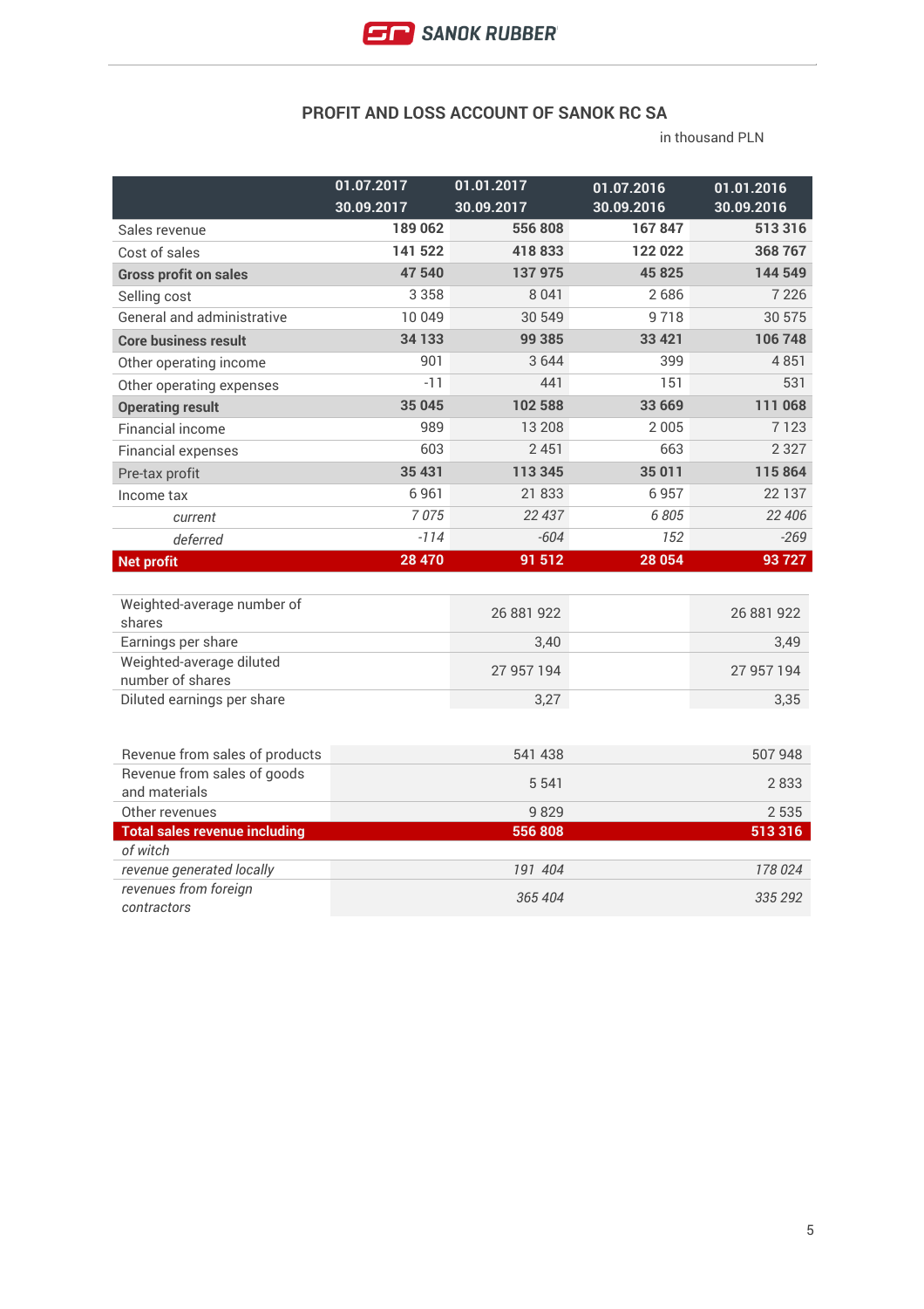## PROFIT AND LOSS ACCOUNT OF SANOK RC SA

in thousand PLN

| | 01.07.2017 30.09.2017 | 01.01.2017 30.09.2017 | 01.07.2016 30.09.2016 | 01.01.2016 30.09.2016 |
|---|---|---|---|---|
| Sales revenue | 189 062 | 556 808 | 167 847 | 513 316 |
| Cost of sales | 141 522 | 418 833 | 122 022 | 368 767 |
| **Gross profit on sales** | **47 540** | **137 975** | **45 825** | **144 549** |
| Selling cost | 3 358 | 8 041 | 2 686 | 7 226 |
| General and administrative | 10 049 | 30 549 | 9 718 | 30 575 |
| **Core business result** | **34 133** | **99 385** | **33 421** | **106 748** |
| Other operating income | 901 | 3 644 | 399 | 4 851 |
| Other operating expenses | -11 | 441 | 151 | 531 |
| **Operating result** | **35 045** | **102 588** | **33 669** | **111 068** |
| Financial income | 989 | 13 208 | 2 005 | 7 123 |
| Financial expenses | 603 | 2 451 | 663 | 2 327 |
| Pre-tax profit | **35 431** | **113 345** | **35 011** | **115 864** |
| Income tax | 6 961 | 21 833 | 6 957 | 22 137 |
| *current* | *7 075* | *22 437* | *6 805* | *22 406* |
| *deferred* | *-114* | *-604* | *152* | *-269* |
| **Net profit** | **28 470** | **91 512** | **28 054** | **93 727** |

| | | | | |
|---|---|---|---|---|
| Weighted-average number of shares | | 26 881 922 | | 26 881 922 |
| Earnings per share | | 3,40 | | 3,49 |
| Weighted-average diluted number of shares | | 27 957 194 | | 27 957 194 |
| Diluted earnings per share | | 3,27 | | 3,35 |

| | | |
|---|---|---|
| Revenue from sales of products | 541 438 | 507 948 |
| Revenue from sales of goods and materials | 5 541 | 2 833 |
| Other revenues | 9 829 | 2 535 |
| **Total sales revenue including** | **556 808** | **513 316** |
| *of witch* | | |
| *revenue generated locally* | *191 404* | *178 024* |
| *revenues from foreign contractors* | *365 404* | *335 292* |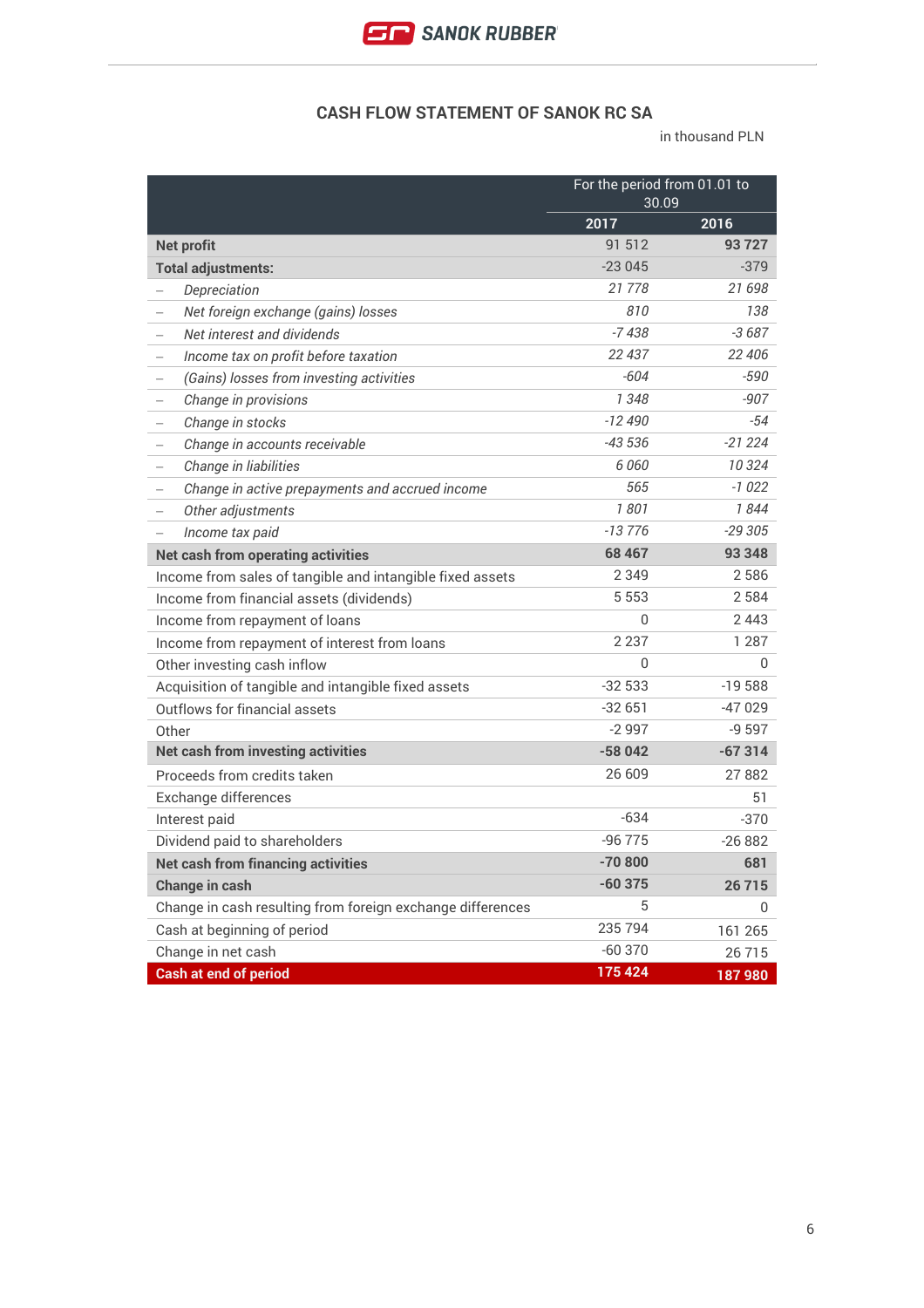## CASH FLOW STATEMENT OF SANOK RC SA

in thousand PLN

| | For the period from 01.01 to 30.09 | |
|---|---|---|
| | **2017** | **2016** |
| **Net profit** | 91 512 | **93 727** |
| **Total adjustments:** | -23 045 | -379 |
| – *Depreciation* | *21 778* | *21 698* |
| – *Net foreign exchange (gains) losses* | *810* | *138* |
| – *Net interest and dividends* | *-7 438* | *-3 687* |
| – *Income tax on profit before taxation* | *22 437* | *22 406* |
| – *(Gains) losses from investing activities* | *-604* | *-590* |
| – *Change in provisions* | *1 348* | *-907* |
| – *Change in stocks* | *-12 490* | *-54* |
| – *Change in accounts receivable* | *-43 536* | *-21 224* |
| – *Change in liabilities* | *6 060* | *10 324* |
| – *Change in active prepayments and accrued income* | *565* | *-1 022* |
| – *Other adjustments* | *1 801* | *1 844* |
| – *Income tax paid* | *-13 776* | *-29 305* |
| **Net cash from operating activities** | **68 467** | **93 348** |
| Income from sales of tangible and intangible fixed assets | 2 349 | 2 586 |
| Income from financial assets (dividends) | 5 553 | 2 584 |
| Income from repayment of loans | 0 | 2 443 |
| Income from repayment of interest from loans | 2 237 | 1 287 |
| Other investing cash inflow | 0 | 0 |
| Acquisition of tangible and intangible fixed assets | -32 533 | -19 588 |
| Outflows for financial assets | -32 651 | -47 029 |
| Other | -2 997 | -9 597 |
| **Net cash from investing activities** | **-58 042** | **-67 314** |
| Proceeds from credits taken | 26 609 | 27 882 |
| Exchange differences | | 51 |
| Interest paid | -634 | -370 |
| Dividend paid to shareholders | -96 775 | -26 882 |
| **Net cash from financing activities** | **-70 800** | **681** |
| **Change in cash** | **-60 375** | **26 715** |
| Change in cash resulting from foreign exchange differences | 5 | 0 |
| Cash at beginning of period | 235 794 | 161 265 |
| Change in net cash | -60 370 | 26 715 |
| **Cash at end of period** | **175 424** | **187 980** |